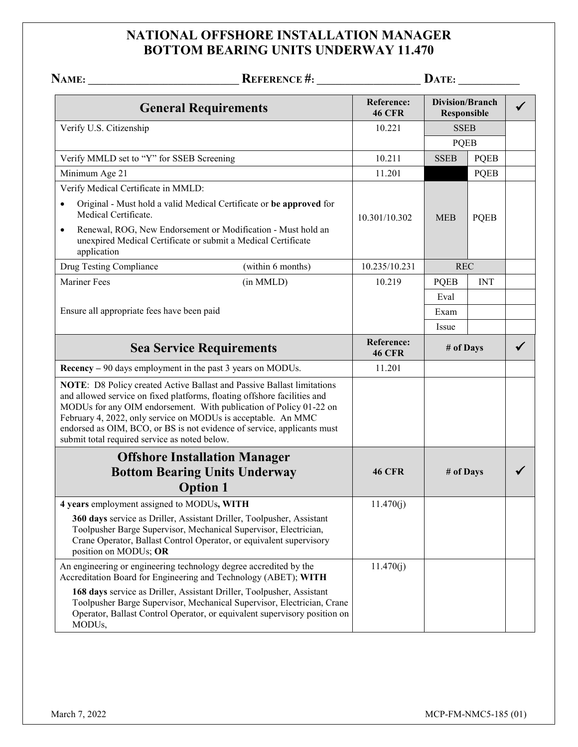# NATIONAL OFFSHORE INSTALLATION MANAGER
# BOTTOM BEARING UNITS UNDERWAY 11.470

**NAME:** ______________________ **REFERENCE #:** ________________ **DATE:** __________

| General Requirements | | Reference: 46 CFR | Division/Branch Responsible | | ✓ |
|---|---|---|---|---|---|
| Verify U.S. Citizenship | | 10.221 | SSEB | | |
| | | | PQEB | | |
| Verify MMLD set to "Y" for SSEB Screening | | 10.211 | SSEB | PQEB | |
| Minimum Age 21 | | 11.201 | | PQEB | |
| Verify Medical Certificate in MMLD:<br>• Original - Must hold a valid Medical Certificate or **be approved** for Medical Certificate.<br>• Renewal, ROG, New Endorsement or Modification - Must hold an unexpired Medical Certificate or submit a Medical Certificate application | | 10.301/10.302 | MEB | PQEB | |
| Drug Testing Compliance | (within 6 months) | 10.235/10.231 | REC | | |
| Mariner Fees | (in MMLD) | 10.219 | PQEB | INT | |
| | | | Eval | | |
| Ensure all appropriate fees have been paid | | | Exam | | |
| | | | Issue | | |

| Sea Service Requirements | Reference: 46 CFR | # of Days | ✓ |
|---|---|---|---|
| **Recency –** 90 days employment in the past 3 years on MODUs. | 11.201 | | |
| **NOTE**: D8 Policy created Active Ballast and Passive Ballast limitations and allowed service on fixed platforms, floating offshore facilities and MODUs for any OIM endorsement. With publication of Policy 01-22 on February 4, 2022, only service on MODUs is acceptable. An MMC endorsed as OIM, BCO, or BS is not evidence of service, applicants must submit total required service as noted below. | | | |

| Offshore Installation Manager Bottom Bearing Units Underway Option 1 | 46 CFR | # of Days | ✓ |
|---|---|---|---|
| **4 years** employment assigned to MODUs**, WITH**<br>**360 days** service as Driller, Assistant Driller, Toolpusher, Assistant Toolpusher Barge Supervisor, Mechanical Supervisor, Electrician, Crane Operator, Ballast Control Operator, or equivalent supervisory position on MODUs; **OR** | 11.470(j) | | |
| An engineering or engineering technology degree accredited by the Accreditation Board for Engineering and Technology (ABET); **WITH**<br>**168 days** service as Driller, Assistant Driller, Toolpusher, Assistant Toolpusher Barge Supervisor, Mechanical Supervisor, Electrician, Crane Operator, Ballast Control Operator, or equivalent supervisory position on MODUs, | 11.470(j) | | |

March 7, 2022 MCP-FM-NMC5-185 (01)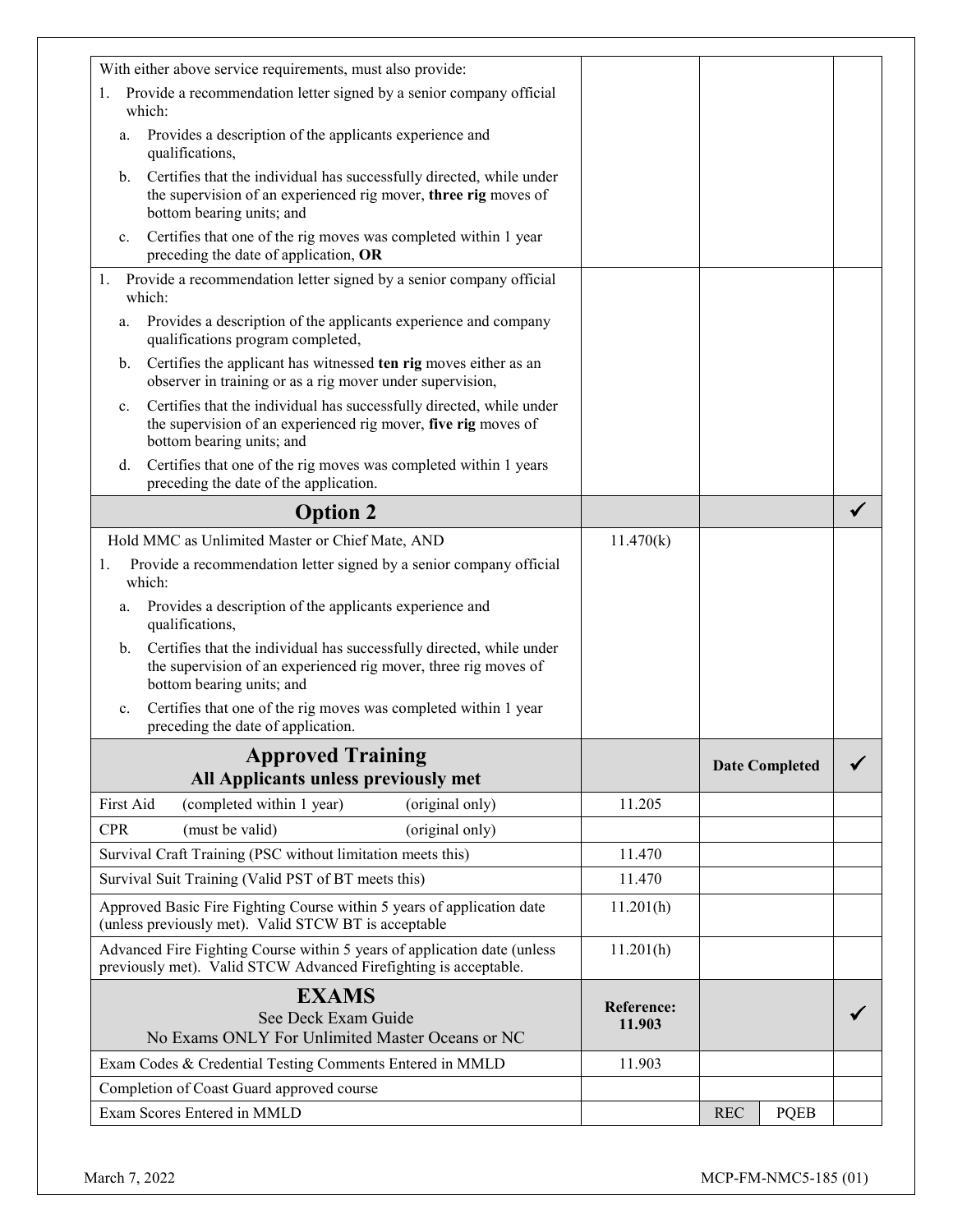| | | | | |
|---|---|---|---|---|
| With either above service requirements, must also provide:<br>1. Provide a recommendation letter signed by a senior company official which:<br>a. Provides a description of the applicants experience and qualifications,<br>b. Certifies that the individual has successfully directed, while under the supervision of an experienced rig mover, **three rig** moves of bottom bearing units; and<br>c. Certifies that one of the rig moves was completed within 1 year preceding the date of application, **OR** | | | | |
| 1. Provide a recommendation letter signed by a senior company official which:<br>a. Provides a description of the applicants experience and company qualifications program completed,<br>b. Certifies the applicant has witnessed **ten rig** moves either as an observer in training or as a rig mover under supervision,<br>c. Certifies that the individual has successfully directed, while under the supervision of an experienced rig mover, **five rig** moves of bottom bearing units; and<br>d. Certifies that one of the rig moves was completed within 1 years preceding the date of the application. | | | | |
| **Option 2** | | | | ✓ |
| Hold MMC as Unlimited Master or Chief Mate, AND<br>1. Provide a recommendation letter signed by a senior company official which:<br>a. Provides a description of the applicants experience and qualifications,<br>b. Certifies that the individual has successfully directed, while under the supervision of an experienced rig mover, three rig moves of bottom bearing units; and<br>c. Certifies that one of the rig moves was completed within 1 year preceding the date of application. | 11.470(k) | | | |
| **Approved Training**<br>**All Applicants unless previously met** | | **Date Completed** | | ✓ |
| First Aid (completed within 1 year) (original only) | 11.205 | | | |
| CPR (must be valid) (original only) | | | | |
| Survival Craft Training (PSC without limitation meets this) | 11.470 | | | |
| Survival Suit Training (Valid PST of BT meets this) | 11.470 | | | |
| Approved Basic Fire Fighting Course within 5 years of application date (unless previously met). Valid STCW BT is acceptable | 11.201(h) | | | |
| Advanced Fire Fighting Course within 5 years of application date (unless previously met). Valid STCW Advanced Firefighting is acceptable. | 11.201(h) | | | |
| **EXAMS**<br>See Deck Exam Guide<br>No Exams ONLY For Unlimited Master Oceans or NC | **Reference: 11.903** | | | ✓ |
| Exam Codes & Credential Testing Comments Entered in MMLD | 11.903 | | | |
| Completion of Coast Guard approved course | | | | |
| Exam Scores Entered in MMLD | | REC | PQEB | |

March 7, 2022 MCP-FM-NMC5-185 (01)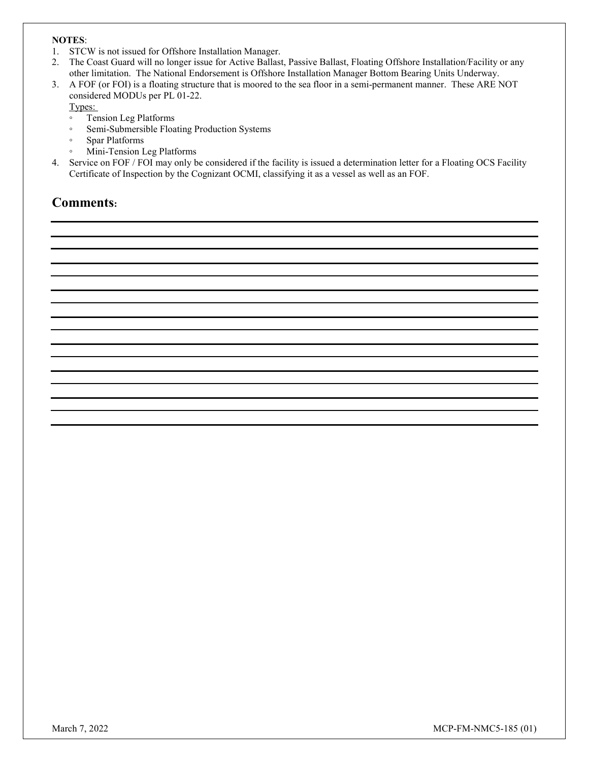**NOTES**:

1. STCW is not issued for Offshore Installation Manager.
2. The Coast Guard will no longer issue for Active Ballast, Passive Ballast, Floating Offshore Installation/Facility or any other limitation. The National Endorsement is Offshore Installation Manager Bottom Bearing Units Underway.
3. A FOF (or FOI) is a floating structure that is moored to the sea floor in a semi-permanent manner. These ARE NOT considered MODUs per PL 01-22.

   Types:
   - Tension Leg Platforms
   - Semi-Submersible Floating Production Systems
   - Spar Platforms
   - Mini-Tension Leg Platforms
4. Service on FOF / FOI may only be considered if the facility is issued a determination letter for a Floating OCS Facility Certificate of Inspection by the Cognizant OCMI, classifying it as a vessel as well as an FOF.

## Comments:

March 7, 2022

MCP-FM-NMC5-185 (01)